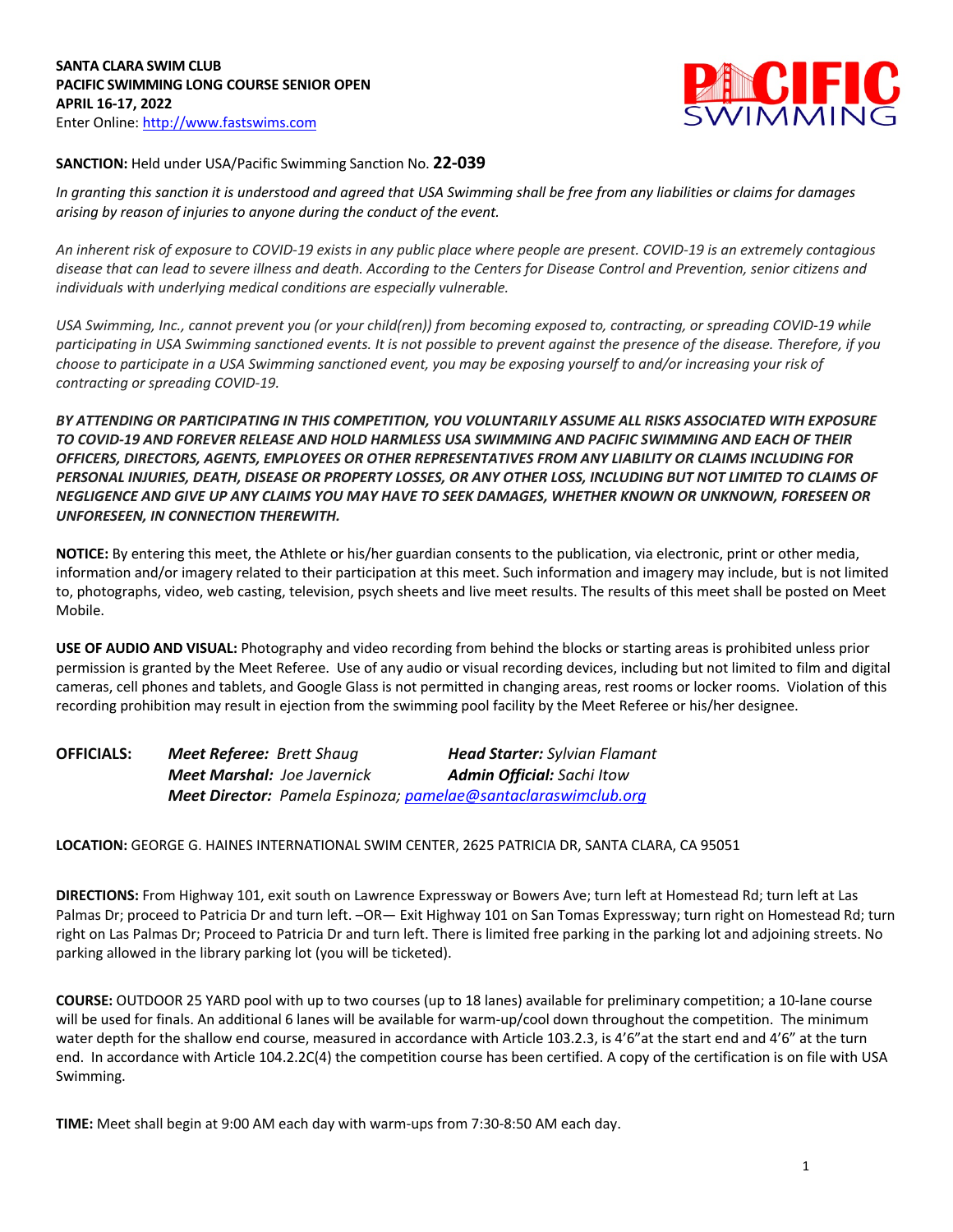**SANTA CLARA SWIM CLUB**
**PACIFIC SWIMMING LONG COURSE SENIOR OPEN**
**APRIL 16-17, 2022**
Enter Online: http://www.fastswims.com

PACIFIC SWIMMING

**SANCTION:** Held under USA/Pacific Swimming Sanction No. **22-039**

*In granting this sanction it is understood and agreed that USA Swimming shall be free from any liabilities or claims for damages arising by reason of injuries to anyone during the conduct of the event.*

*An inherent risk of exposure to COVID-19 exists in any public place where people are present. COVID-19 is an extremely contagious disease that can lead to severe illness and death. According to the Centers for Disease Control and Prevention, senior citizens and individuals with underlying medical conditions are especially vulnerable.*

*USA Swimming, Inc., cannot prevent you (or your child(ren)) from becoming exposed to, contracting, or spreading COVID-19 while participating in USA Swimming sanctioned events. It is not possible to prevent against the presence of the disease. Therefore, if you choose to participate in a USA Swimming sanctioned event, you may be exposing yourself to and/or increasing your risk of contracting or spreading COVID-19.*

***BY ATTENDING OR PARTICIPATING IN THIS COMPETITION, YOU VOLUNTARILY ASSUME ALL RISKS ASSOCIATED WITH EXPOSURE TO COVID-19 AND FOREVER RELEASE AND HOLD HARMLESS USA SWIMMING AND PACIFIC SWIMMING AND EACH OF THEIR OFFICERS, DIRECTORS, AGENTS, EMPLOYEES OR OTHER REPRESENTATIVES FROM ANY LIABILITY OR CLAIMS INCLUDING FOR PERSONAL INJURIES, DEATH, DISEASE OR PROPERTY LOSSES, OR ANY OTHER LOSS, INCLUDING BUT NOT LIMITED TO CLAIMS OF NEGLIGENCE AND GIVE UP ANY CLAIMS YOU MAY HAVE TO SEEK DAMAGES, WHETHER KNOWN OR UNKNOWN, FORESEEN OR UNFORESEEN, IN CONNECTION THEREWITH.***

**NOTICE:** By entering this meet, the Athlete or his/her guardian consents to the publication, via electronic, print or other media, information and/or imagery related to their participation at this meet. Such information and imagery may include, but is not limited to, photographs, video, web casting, television, psych sheets and live meet results. The results of this meet shall be posted on Meet Mobile.

**USE OF AUDIO AND VISUAL:** Photography and video recording from behind the blocks or starting areas is prohibited unless prior permission is granted by the Meet Referee. Use of any audio or visual recording devices, including but not limited to film and digital cameras, cell phones and tablets, and Google Glass is not permitted in changing areas, rest rooms or locker rooms. Violation of this recording prohibition may result in ejection from the swimming pool facility by the Meet Referee or his/her designee.

**OFFICIALS:** ***Meet Referee:*** *Brett Shaug* ***Head Starter:*** *Sylvian Flamant*
***Meet Marshal:*** *Joe Javernick* ***Admin Official:*** *Sachi Itow*
***Meet Director:*** *Pamela Espinoza; pamelae@santaclaraswimclub.org*

**LOCATION:** GEORGE G. HAINES INTERNATIONAL SWIM CENTER, 2625 PATRICIA DR, SANTA CLARA, CA 95051

**DIRECTIONS:** From Highway 101, exit south on Lawrence Expressway or Bowers Ave; turn left at Homestead Rd; turn left at Las Palmas Dr; proceed to Patricia Dr and turn left. –OR— Exit Highway 101 on San Tomas Expressway; turn right on Homestead Rd; turn right on Las Palmas Dr; Proceed to Patricia Dr and turn left. There is limited free parking in the parking lot and adjoining streets. No parking allowed in the library parking lot (you will be ticketed).

**COURSE:** OUTDOOR 25 YARD pool with up to two courses (up to 18 lanes) available for preliminary competition; a 10-lane course will be used for finals. An additional 6 lanes will be available for warm-up/cool down throughout the competition. The minimum water depth for the shallow end course, measured in accordance with Article 103.2.3, is 4'6"at the start end and 4'6" at the turn end. In accordance with Article 104.2.2C(4) the competition course has been certified. A copy of the certification is on file with USA Swimming.

**TIME:** Meet shall begin at 9:00 AM each day with warm-ups from 7:30-8:50 AM each day.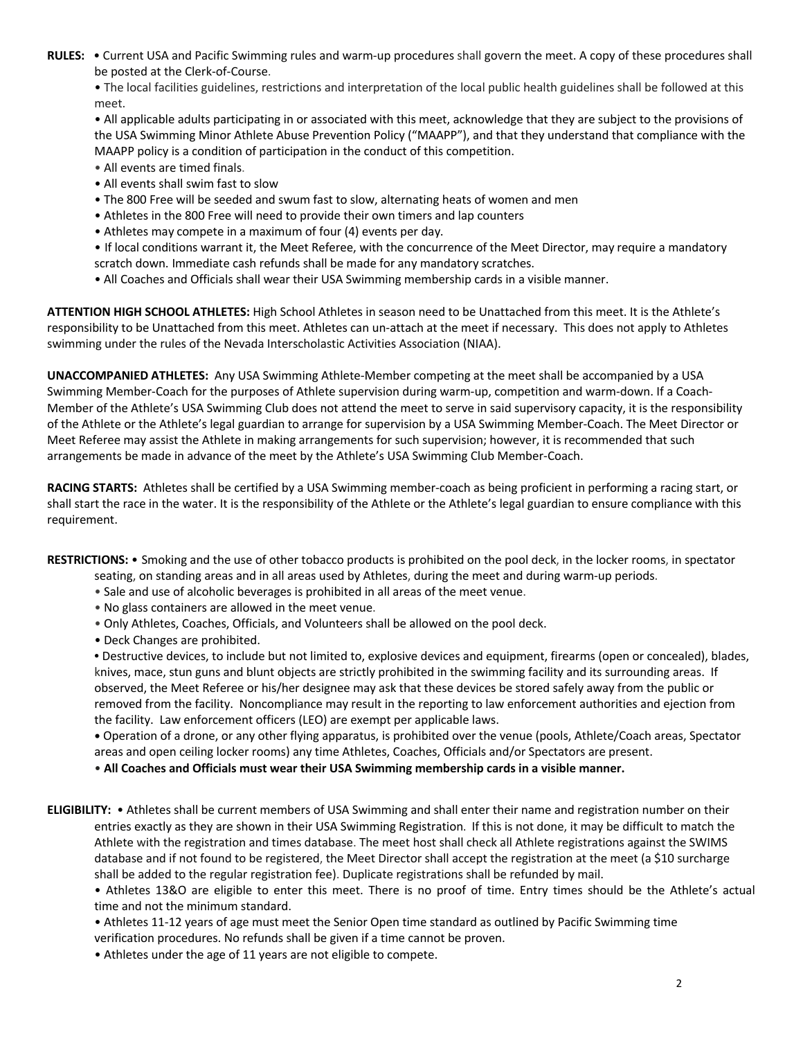**RULES:** • Current USA and Pacific Swimming rules and warm-up procedures shall govern the meet. A copy of these procedures shall be posted at the Clerk-of-Course.

• The local facilities guidelines, restrictions and interpretation of the local public health guidelines shall be followed at this meet.

• All applicable adults participating in or associated with this meet, acknowledge that they are subject to the provisions of the USA Swimming Minor Athlete Abuse Prevention Policy ("MAAPP"), and that they understand that compliance with the MAAPP policy is a condition of participation in the conduct of this competition.

• All events are timed finals.

• All events shall swim fast to slow

• The 800 Free will be seeded and swum fast to slow, alternating heats of women and men

• Athletes in the 800 Free will need to provide their own timers and lap counters

• Athletes may compete in a maximum of four (4) events per day.

• If local conditions warrant it, the Meet Referee, with the concurrence of the Meet Director, may require a mandatory scratch down. Immediate cash refunds shall be made for any mandatory scratches.

• All Coaches and Officials shall wear their USA Swimming membership cards in a visible manner.

**ATTENTION HIGH SCHOOL ATHLETES:** High School Athletes in season need to be Unattached from this meet. It is the Athlete's responsibility to be Unattached from this meet. Athletes can un-attach at the meet if necessary. This does not apply to Athletes swimming under the rules of the Nevada Interscholastic Activities Association (NIAA).

**UNACCOMPANIED ATHLETES:** Any USA Swimming Athlete-Member competing at the meet shall be accompanied by a USA Swimming Member-Coach for the purposes of Athlete supervision during warm-up, competition and warm-down. If a Coach-Member of the Athlete's USA Swimming Club does not attend the meet to serve in said supervisory capacity, it is the responsibility of the Athlete or the Athlete's legal guardian to arrange for supervision by a USA Swimming Member-Coach. The Meet Director or Meet Referee may assist the Athlete in making arrangements for such supervision; however, it is recommended that such arrangements be made in advance of the meet by the Athlete's USA Swimming Club Member-Coach.

**RACING STARTS:** Athletes shall be certified by a USA Swimming member-coach as being proficient in performing a racing start, or shall start the race in the water. It is the responsibility of the Athlete or the Athlete's legal guardian to ensure compliance with this requirement.

**RESTRICTIONS:** • Smoking and the use of other tobacco products is prohibited on the pool deck, in the locker rooms, in spectator seating, on standing areas and in all areas used by Athletes, during the meet and during warm-up periods.

• Sale and use of alcoholic beverages is prohibited in all areas of the meet venue.

• No glass containers are allowed in the meet venue.

• Only Athletes, Coaches, Officials, and Volunteers shall be allowed on the pool deck.

• Deck Changes are prohibited.

• Destructive devices, to include but not limited to, explosive devices and equipment, firearms (open or concealed), blades, knives, mace, stun guns and blunt objects are strictly prohibited in the swimming facility and its surrounding areas. If observed, the Meet Referee or his/her designee may ask that these devices be stored safely away from the public or removed from the facility. Noncompliance may result in the reporting to law enforcement authorities and ejection from the facility. Law enforcement officers (LEO) are exempt per applicable laws.

• Operation of a drone, or any other flying apparatus, is prohibited over the venue (pools, Athlete/Coach areas, Spectator areas and open ceiling locker rooms) any time Athletes, Coaches, Officials and/or Spectators are present.

• **All Coaches and Officials must wear their USA Swimming membership cards in a visible manner.**

**ELIGIBILITY:** • Athletes shall be current members of USA Swimming and shall enter their name and registration number on their entries exactly as they are shown in their USA Swimming Registration. If this is not done, it may be difficult to match the Athlete with the registration and times database. The meet host shall check all Athlete registrations against the SWIMS database and if not found to be registered, the Meet Director shall accept the registration at the meet (a $10 surcharge shall be added to the regular registration fee). Duplicate registrations shall be refunded by mail.

• Athletes 13&O are eligible to enter this meet. There is no proof of time. Entry times should be the Athlete's actual time and not the minimum standard.

• Athletes 11-12 years of age must meet the Senior Open time standard as outlined by Pacific Swimming time verification procedures. No refunds shall be given if a time cannot be proven.

• Athletes under the age of 11 years are not eligible to compete.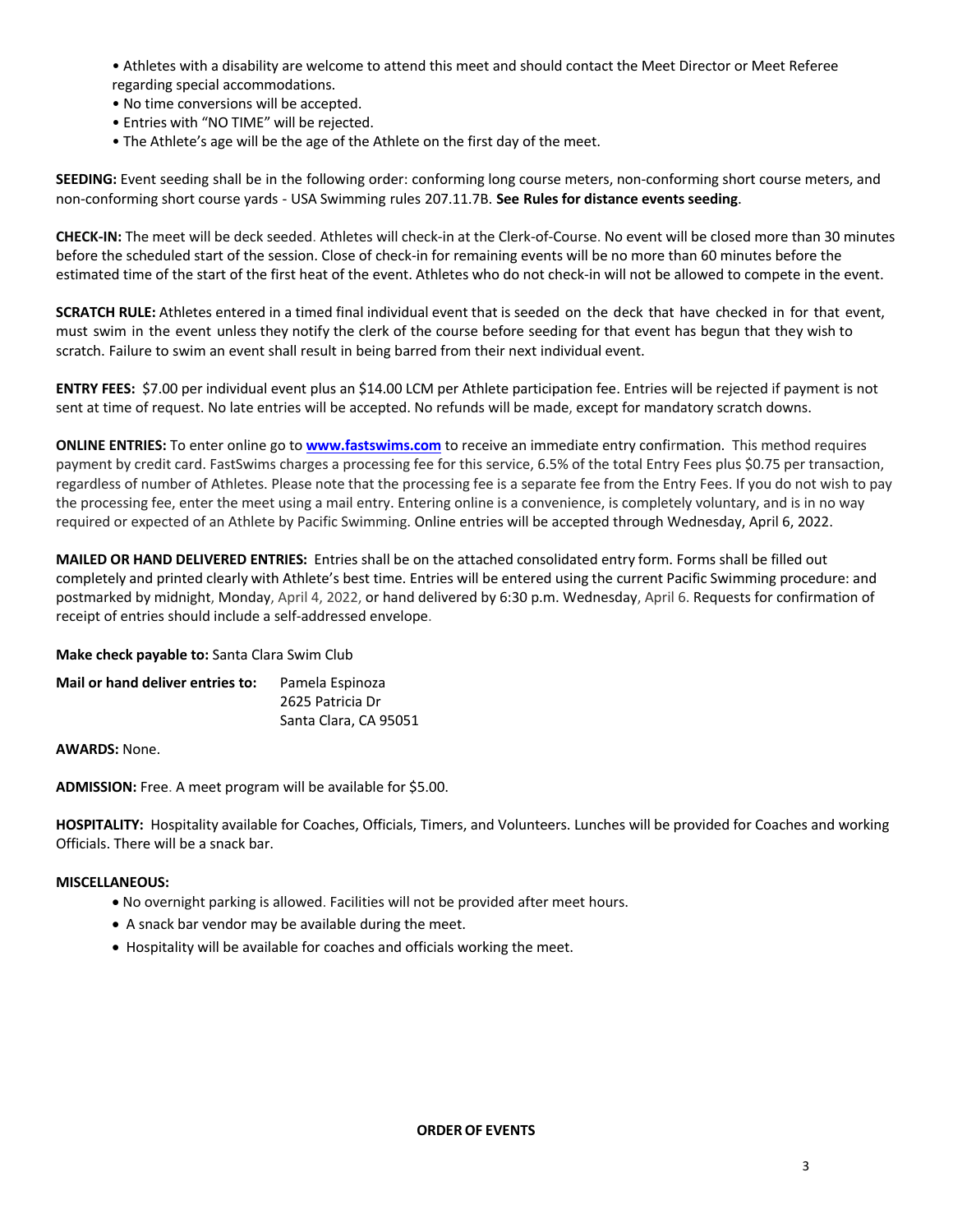- Athletes with a disability are welcome to attend this meet and should contact the Meet Director or Meet Referee regarding special accommodations.
- No time conversions will be accepted.
- Entries with "NO TIME" will be rejected.
- The Athlete's age will be the age of the Athlete on the first day of the meet.

**SEEDING:** Event seeding shall be in the following order: conforming long course meters, non-conforming short course meters, and non-conforming short course yards - USA Swimming rules 207.11.7B. **See Rules for distance events seeding**.

**CHECK-IN:** The meet will be deck seeded. Athletes will check-in at the Clerk-of-Course. No event will be closed more than 30 minutes before the scheduled start of the session. Close of check-in for remaining events will be no more than 60 minutes before the estimated time of the start of the first heat of the event. Athletes who do not check-in will not be allowed to compete in the event.

**SCRATCH RULE:** Athletes entered in a timed final individual event that is seeded on the deck that have checked in for that event, must swim in the event unless they notify the clerk of the course before seeding for that event has begun that they wish to scratch. Failure to swim an event shall result in being barred from their next individual event.

**ENTRY FEES:** $7.00 per individual event plus an $14.00 LCM per Athlete participation fee. Entries will be rejected if payment is not sent at time of request. No late entries will be accepted. No refunds will be made, except for mandatory scratch downs.

**ONLINE ENTRIES:** To enter online go to **[www.fastswims.com](http://www.fastswims.com)** to receive an immediate entry confirmation. This method requires payment by credit card. FastSwims charges a processing fee for this service, 6.5% of the total Entry Fees plus $0.75 per transaction, regardless of number of Athletes. Please note that the processing fee is a separate fee from the Entry Fees. If you do not wish to pay the processing fee, enter the meet using a mail entry. Entering online is a convenience, is completely voluntary, and is in no way required or expected of an Athlete by Pacific Swimming. Online entries will be accepted through Wednesday, April 6, 2022.

**MAILED OR HAND DELIVERED ENTRIES:** Entries shall be on the attached consolidated entry form. Forms shall be filled out completely and printed clearly with Athlete's best time. Entries will be entered using the current Pacific Swimming procedure: and postmarked by midnight, Monday, April 4, 2022, or hand delivered by 6:30 p.m. Wednesday, April 6. Requests for confirmation of receipt of entries should include a self-addressed envelope.

**Make check payable to:** Santa Clara Swim Club

**Mail or hand deliver entries to:** Pamela Espinoza
2625 Patricia Dr
Santa Clara, CA 95051

**AWARDS:** None.

**ADMISSION:** Free. A meet program will be available for $5.00.

**HOSPITALITY:** Hospitality available for Coaches, Officials, Timers, and Volunteers. Lunches will be provided for Coaches and working Officials. There will be a snack bar.

**MISCELLANEOUS:**

- No overnight parking is allowed. Facilities will not be provided after meet hours.
- A snack bar vendor may be available during the meet.
- Hospitality will be available for coaches and officials working the meet.

**ORDER OF EVENTS**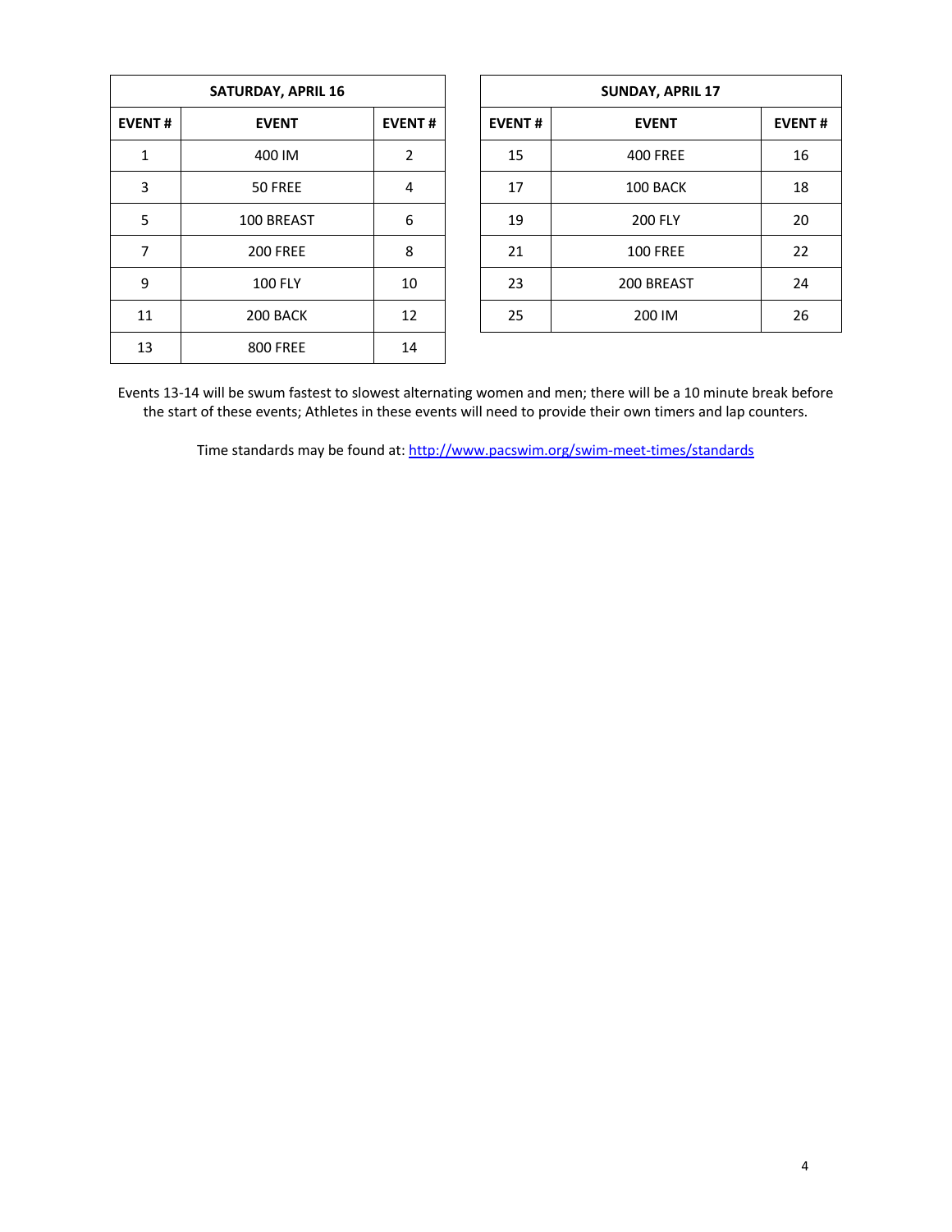| SATURDAY, APRIL 16 | | |
|---|---|---|
| **EVENT #** | **EVENT** | **EVENT #** |
| 1 | 400 IM | 2 |
| 3 | 50 FREE | 4 |
| 5 | 100 BREAST | 6 |
| 7 | 200 FREE | 8 |
| 9 | 100 FLY | 10 |
| 11 | 200 BACK | 12 |
| 13 | 800 FREE | 14 |

| SUNDAY, APRIL 17 | | |
|---|---|---|
| **EVENT #** | **EVENT** | **EVENT #** |
| 15 | 400 FREE | 16 |
| 17 | 100 BACK | 18 |
| 19 | 200 FLY | 20 |
| 21 | 100 FREE | 22 |
| 23 | 200 BREAST | 24 |
| 25 | 200 IM | 26 |

Events 13-14 will be swum fastest to slowest alternating women and men; there will be a 10 minute break before the start of these events; Athletes in these events will need to provide their own timers and lap counters.

Time standards may be found at: [http://www.pacswim.org/swim-meet-times/standards](http://www.pacswim.org/swim-meet-times/standards)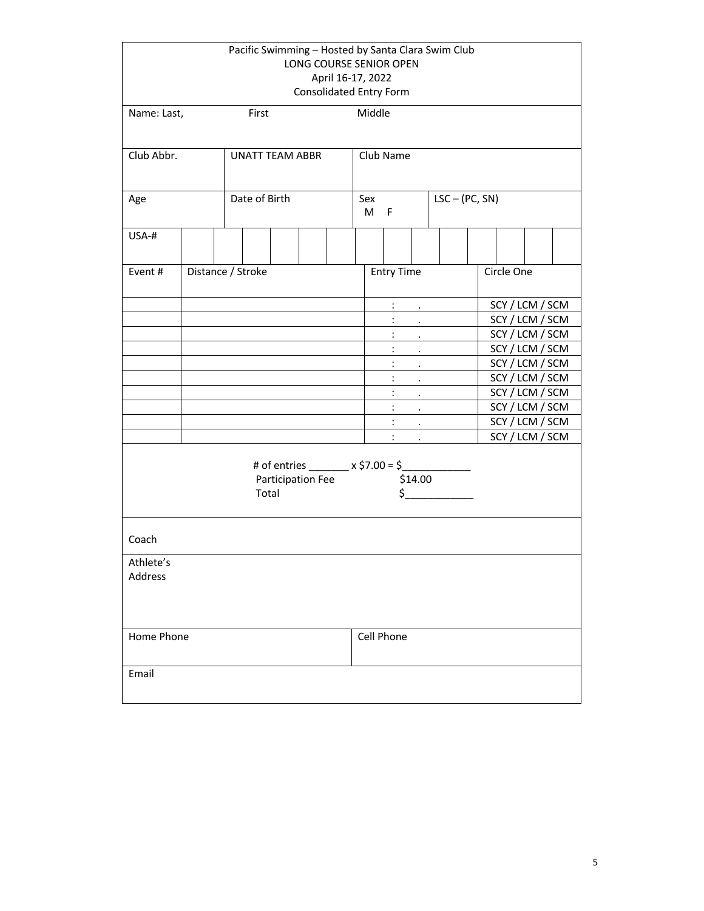Pacific Swimming – Hosted by Santa Clara Swim Club
LONG COURSE SENIOR OPEN
April 16-17, 2022
Consolidated Entry Form

| | | | |
|---|---|---|---|
| Name: Last, | First | Middle | |
| Club Abbr. | UNATT TEAM ABBR | Club Name | |
| Age | Date of Birth | Sex M F | LSC – (PC, SN) |
| USA-# | | | |

| Event # | Distance / Stroke | Entry Time | Circle One |
|---|---|---|---|
| | | : . | SCY / LCM / SCM |
| | | : . | SCY / LCM / SCM |
| | | : . | SCY / LCM / SCM |
| | | : . | SCY / LCM / SCM |
| | | : . | SCY / LCM / SCM |
| | | : . | SCY / LCM / SCM |
| | | : . | SCY / LCM / SCM |
| | | : . | SCY / LCM / SCM |
| | | : . | SCY / LCM / SCM |
| | | : . | SCY / LCM / SCM |

# of entries _______ x $7.00 = $____________
Participation Fee $14.00
Total $____________

| | |
|---|---|
| Coach | |
| Athlete's Address | |
| Home Phone | Cell Phone |
| Email | |